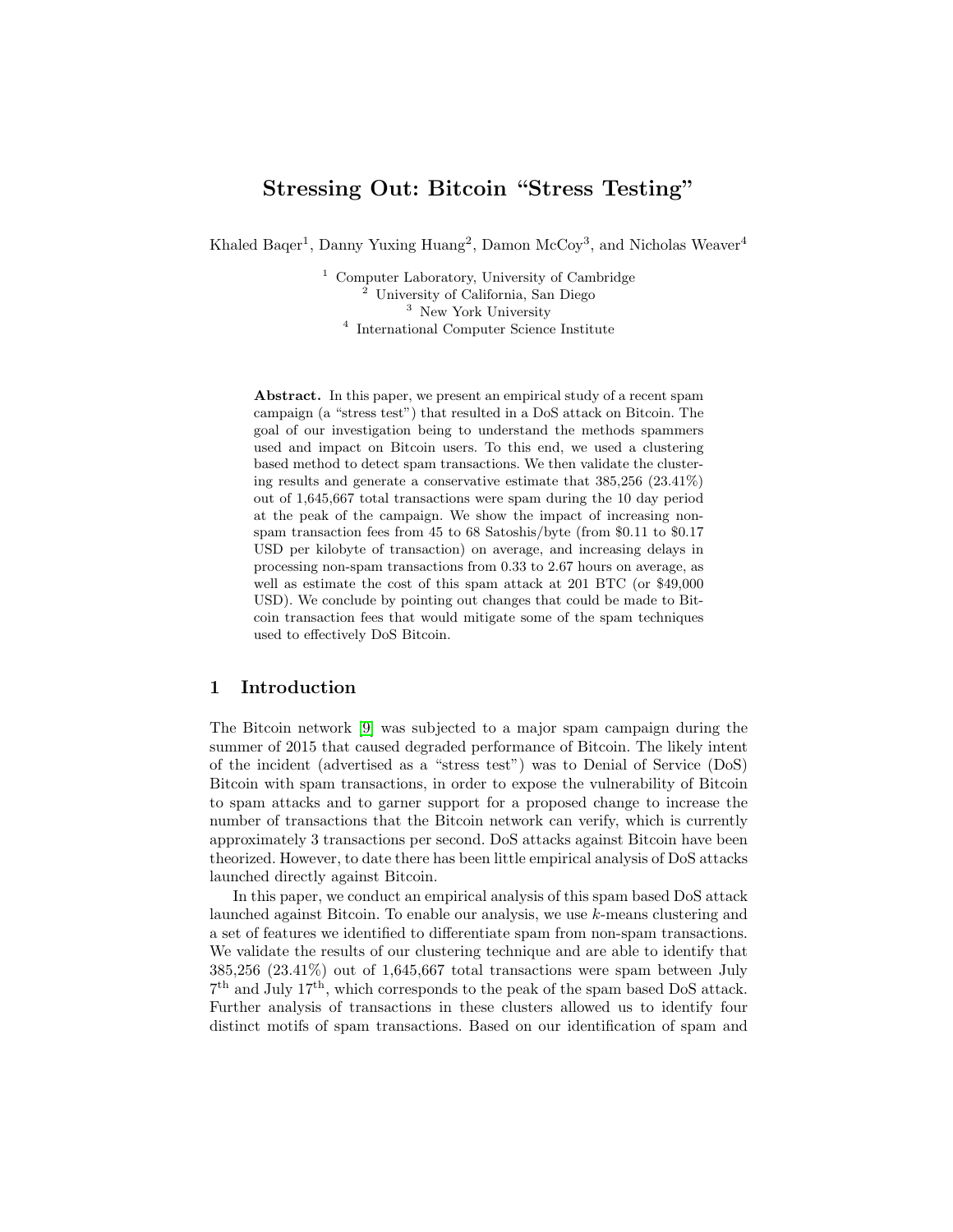# Stressing Out: Bitcoin "Stress Testing"

Khaled Baqer[1], Danny Yuxing Huang[2], Damon McCoy[3], and Nicholas Weaver[4]

[1] Computer Laboratory, University of Cambridge
[2] University of California, San Diego
[3] New York University
[4] International Computer Science Institute

**Abstract.** In this paper, we present an empirical study of a recent spam campaign (a "stress test") that resulted in a DoS attack on Bitcoin. The goal of our investigation being to understand the methods spammers used and impact on Bitcoin users. To this end, we used a clustering based method to detect spam transactions. We then validate the clustering results and generate a conservative estimate that 385,256 (23.41%) out of 1,645,667 total transactions were spam during the 10 day period at the peak of the campaign. We show the impact of increasing non-spam transaction fees from 45 to 68 Satoshis/byte (from $0.11 to $0.17 USD per kilobyte of transaction) on average, and increasing delays in processing non-spam transactions from 0.33 to 2.67 hours on average, as well as estimate the cost of this spam attack at 201 BTC (or $49,000 USD). We conclude by pointing out changes that could be made to Bitcoin transaction fees that would mitigate some of the spam techniques used to effectively DoS Bitcoin.

## 1 Introduction

The Bitcoin network [9] was subjected to a major spam campaign during the summer of 2015 that caused degraded performance of Bitcoin. The likely intent of the incident (advertised as a "stress test") was to Denial of Service (DoS) Bitcoin with spam transactions, in order to expose the vulnerability of Bitcoin to spam attacks and to garner support for a proposed change to increase the number of transactions that the Bitcoin network can verify, which is currently approximately 3 transactions per second. DoS attacks against Bitcoin have been theorized. However, to date there has been little empirical analysis of DoS attacks launched directly against Bitcoin.

In this paper, we conduct an empirical analysis of this spam based DoS attack launched against Bitcoin. To enable our analysis, we use $k$-means clustering and a set of features we identified to differentiate spam from non-spam transactions. We validate the results of our clustering technique and are able to identify that 385,256 (23.41%) out of 1,645,667 total transactions were spam between July 7$^{\text{th}}$ and July 17$^{\text{th}}$, which corresponds to the peak of the spam based DoS attack. Further analysis of transactions in these clusters allowed us to identify four distinct motifs of spam transactions. Based on our identification of spam and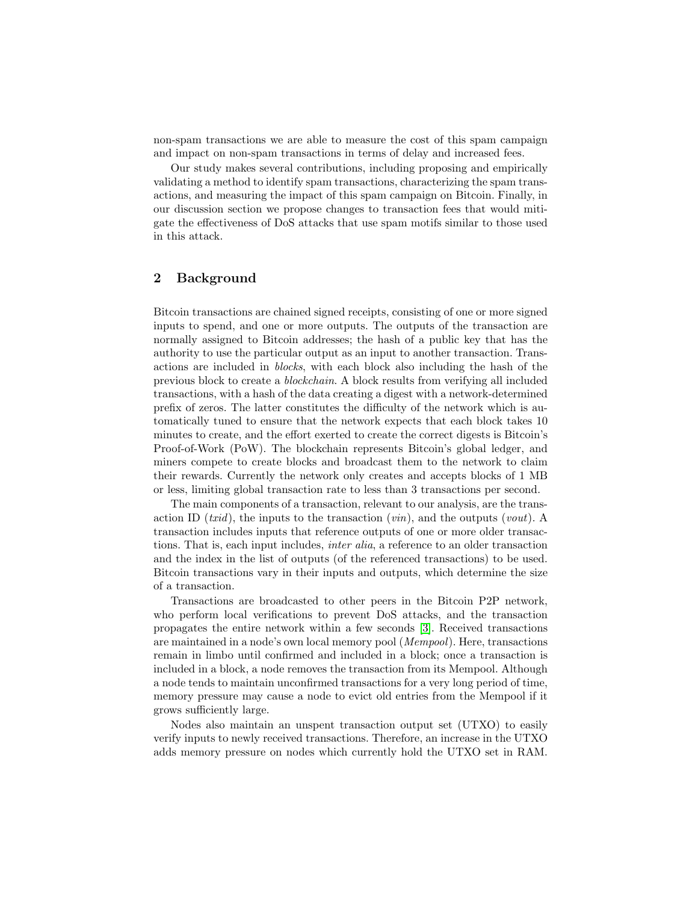non-spam transactions we are able to measure the cost of this spam campaign and impact on non-spam transactions in terms of delay and increased fees.

Our study makes several contributions, including proposing and empirically validating a method to identify spam transactions, characterizing the spam transactions, and measuring the impact of this spam campaign on Bitcoin. Finally, in our discussion section we propose changes to transaction fees that would mitigate the effectiveness of DoS attacks that use spam motifs similar to those used in this attack.

## 2 Background

Bitcoin transactions are chained signed receipts, consisting of one or more signed inputs to spend, and one or more outputs. The outputs of the transaction are normally assigned to Bitcoin addresses; the hash of a public key that has the authority to use the particular output as an input to another transaction. Transactions are included in *blocks*, with each block also including the hash of the previous block to create a *blockchain*. A block results from verifying all included transactions, with a hash of the data creating a digest with a network-determined prefix of zeros. The latter constitutes the difficulty of the network which is automatically tuned to ensure that the network expects that each block takes 10 minutes to create, and the effort exerted to create the correct digests is Bitcoin's Proof-of-Work (PoW). The blockchain represents Bitcoin's global ledger, and miners compete to create blocks and broadcast them to the network to claim their rewards. Currently the network only creates and accepts blocks of 1 MB or less, limiting global transaction rate to less than 3 transactions per second.

The main components of a transaction, relevant to our analysis, are the transaction ID (*txid*), the inputs to the transaction (*vin*), and the outputs (*vout*). A transaction includes inputs that reference outputs of one or more older transactions. That is, each input includes, *inter alia*, a reference to an older transaction and the index in the list of outputs (of the referenced transactions) to be used. Bitcoin transactions vary in their inputs and outputs, which determine the size of a transaction.

Transactions are broadcasted to other peers in the Bitcoin P2P network, who perform local verifications to prevent DoS attacks, and the transaction propagates the entire network within a few seconds [3]. Received transactions are maintained in a node's own local memory pool (*Mempool*). Here, transactions remain in limbo until confirmed and included in a block; once a transaction is included in a block, a node removes the transaction from its Mempool. Although a node tends to maintain unconfirmed transactions for a very long period of time, memory pressure may cause a node to evict old entries from the Mempool if it grows sufficiently large.

Nodes also maintain an unspent transaction output set (UTXO) to easily verify inputs to newly received transactions. Therefore, an increase in the UTXO adds memory pressure on nodes which currently hold the UTXO set in RAM.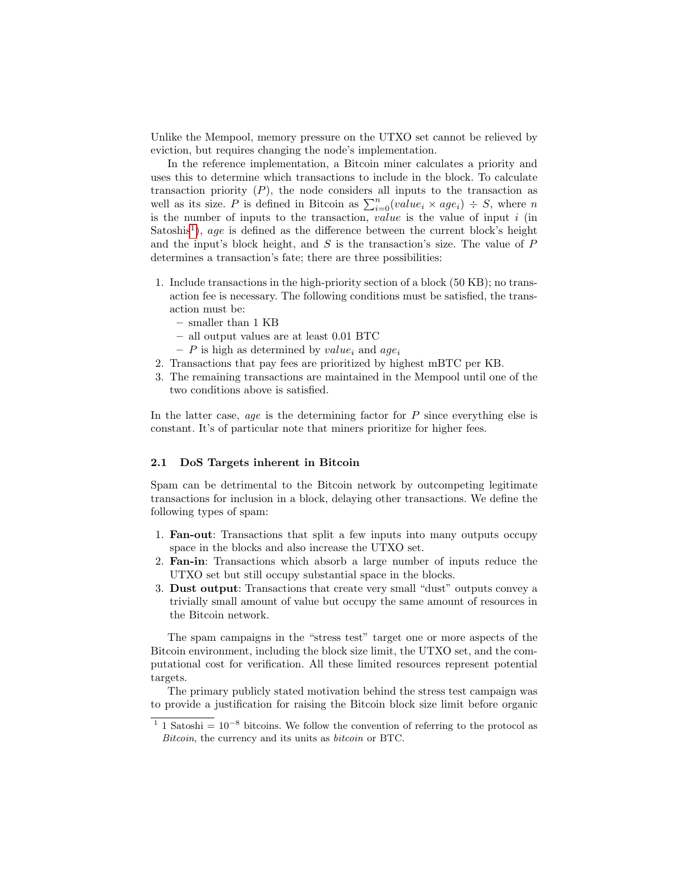Unlike the Mempool, memory pressure on the UTXO set cannot be relieved by eviction, but requires changing the node's implementation.

In the reference implementation, a Bitcoin miner calculates a priority and uses this to determine which transactions to include in the block. To calculate transaction priority ($P$), the node considers all inputs to the transaction as well as its size. $P$ is defined in Bitcoin as $\sum_{i=0}^{n}(value_i \times age_i) \div S$, where $n$ is the number of inputs to the transaction, *value* is the value of input $i$ (in Satoshis[1]), *age* is defined as the difference between the current block's height and the input's block height, and $S$ is the transaction's size. The value of $P$ determines a transaction's fate; there are three possibilities:

1. Include transactions in the high-priority section of a block (50 KB); no transaction fee is necessary. The following conditions must be satisfied, the transaction must be:
   - smaller than 1 KB
   - all output values are at least 0.01 BTC
   - $P$ is high as determined by $value_i$ and $age_i$
2. Transactions that pay fees are prioritized by highest mBTC per KB.
3. The remaining transactions are maintained in the Mempool until one of the two conditions above is satisfied.

In the latter case, *age* is the determining factor for $P$ since everything else is constant. It's of particular note that miners prioritize for higher fees.

### 2.1 DoS Targets inherent in Bitcoin

Spam can be detrimental to the Bitcoin network by outcompeting legitimate transactions for inclusion in a block, delaying other transactions. We define the following types of spam:

1. **Fan-out**: Transactions that split a few inputs into many outputs occupy space in the blocks and also increase the UTXO set.
2. **Fan-in**: Transactions which absorb a large number of inputs reduce the UTXO set but still occupy substantial space in the blocks.
3. **Dust output**: Transactions that create very small "dust" outputs convey a trivially small amount of value but occupy the same amount of resources in the Bitcoin network.

The spam campaigns in the "stress test" target one or more aspects of the Bitcoin environment, including the block size limit, the UTXO set, and the computational cost for verification. All these limited resources represent potential targets.

The primary publicly stated motivation behind the stress test campaign was to provide a justification for raising the Bitcoin block size limit before organic

[1] 1 Satoshi = $10^{-8}$ bitcoins. We follow the convention of referring to the protocol as *Bitcoin*, the currency and its units as *bitcoin* or BTC.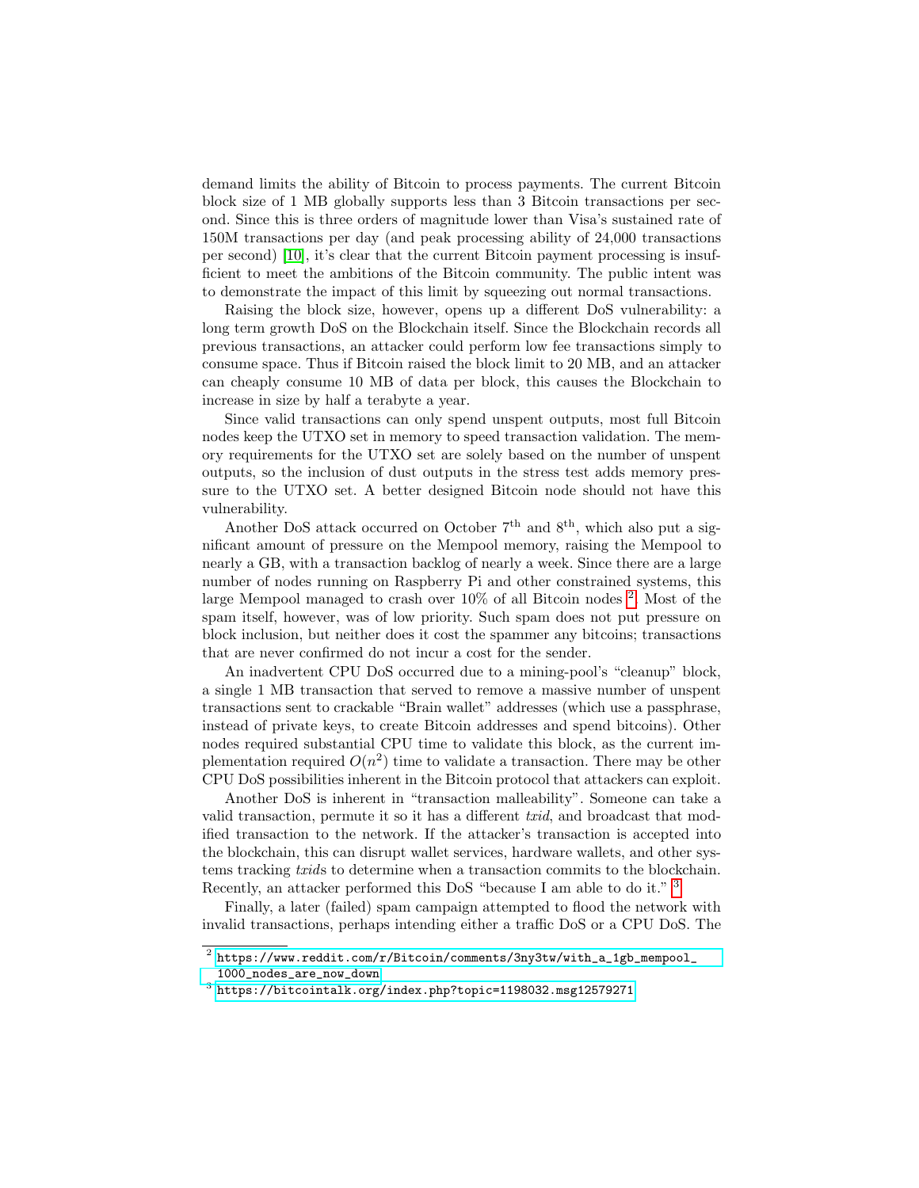demand limits the ability of Bitcoin to process payments. The current Bitcoin block size of 1 MB globally supports less than 3 Bitcoin transactions per second. Since this is three orders of magnitude lower than Visa's sustained rate of 150M transactions per day (and peak processing ability of 24,000 transactions per second) [10], it's clear that the current Bitcoin payment processing is insufficient to meet the ambitions of the Bitcoin community. The public intent was to demonstrate the impact of this limit by squeezing out normal transactions.

Raising the block size, however, opens up a different DoS vulnerability: a long term growth DoS on the Blockchain itself. Since the Blockchain records all previous transactions, an attacker could perform low fee transactions simply to consume space. Thus if Bitcoin raised the block limit to 20 MB, and an attacker can cheaply consume 10 MB of data per block, this causes the Blockchain to increase in size by half a terabyte a year.

Since valid transactions can only spend unspent outputs, most full Bitcoin nodes keep the UTXO set in memory to speed transaction validation. The memory requirements for the UTXO set are solely based on the number of unspent outputs, so the inclusion of dust outputs in the stress test adds memory pressure to the UTXO set. A better designed Bitcoin node should not have this vulnerability.

Another DoS attack occurred on October 7th and 8th, which also put a significant amount of pressure on the Mempool memory, raising the Mempool to nearly a GB, with a transaction backlog of nearly a week. Since there are a large number of nodes running on Raspberry Pi and other constrained systems, this large Mempool managed to crash over 10% of all Bitcoin nodes [2]. Most of the spam itself, however, was of low priority. Such spam does not put pressure on block inclusion, but neither does it cost the spammer any bitcoins; transactions that are never confirmed do not incur a cost for the sender.

An inadvertent CPU DoS occurred due to a mining-pool's "cleanup" block, a single 1 MB transaction that served to remove a massive number of unspent transactions sent to crackable "Brain wallet" addresses (which use a passphrase, instead of private keys, to create Bitcoin addresses and spend bitcoins). Other nodes required substantial CPU time to validate this block, as the current implementation required $O(n^2)$ time to validate a transaction. There may be other CPU DoS possibilities inherent in the Bitcoin protocol that attackers can exploit.

Another DoS is inherent in "transaction malleability". Someone can take a valid transaction, permute it so it has a different *txid*, and broadcast that modified transaction to the network. If the attacker's transaction is accepted into the blockchain, this can disrupt wallet services, hardware wallets, and other systems tracking *txid*s to determine when a transaction commits to the blockchain. Recently, an attacker performed this DoS "because I am able to do it." [3]

Finally, a later (failed) spam campaign attempted to flood the network with invalid transactions, perhaps intending either a traffic DoS or a CPU DoS. The

[2] https://www.reddit.com/r/Bitcoin/comments/3ny3tw/with_a_1gb_mempool_1000_nodes_are_now_down

[3] https://bitcointalk.org/index.php?topic=1198032.msg12579271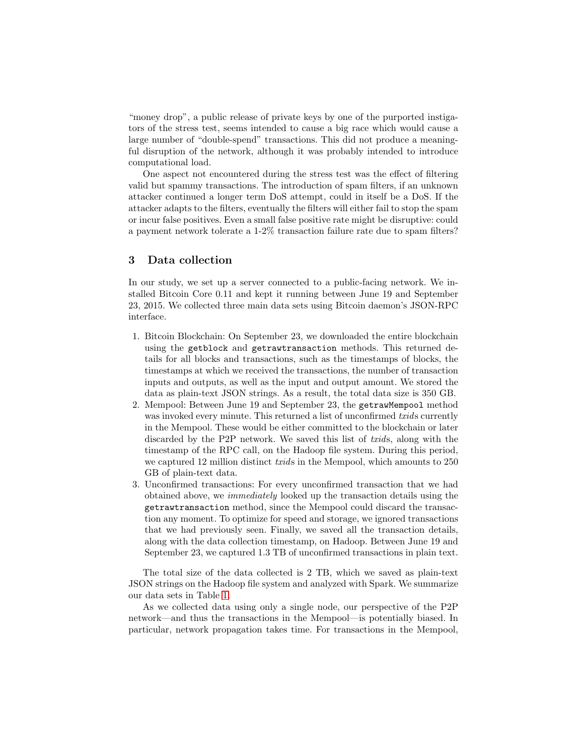"money drop", a public release of private keys by one of the purported instigators of the stress test, seems intended to cause a big race which would cause a large number of "double-spend" transactions. This did not produce a meaningful disruption of the network, although it was probably intended to introduce computational load.

One aspect not encountered during the stress test was the effect of filtering valid but spammy transactions. The introduction of spam filters, if an unknown attacker continued a longer term DoS attempt, could in itself be a DoS. If the attacker adapts to the filters, eventually the filters will either fail to stop the spam or incur false positives. Even a small false positive rate might be disruptive: could a payment network tolerate a 1-2% transaction failure rate due to spam filters?

## 3 Data collection

In our study, we set up a server connected to a public-facing network. We installed Bitcoin Core 0.11 and kept it running between June 19 and September 23, 2015. We collected three main data sets using Bitcoin daemon's JSON-RPC interface.

1. Bitcoin Blockchain: On September 23, we downloaded the entire blockchain using the `getblock` and `getrawtransaction` methods. This returned details for all blocks and transactions, such as the timestamps of blocks, the timestamps at which we received the transactions, the number of transaction inputs and outputs, as well as the input and output amount. We stored the data as plain-text JSON strings. As a result, the total data size is 350 GB.
2. Mempool: Between June 19 and September 23, the `getrawMempool` method was invoked every minute. This returned a list of unconfirmed *txid*s currently in the Mempool. These would be either committed to the blockchain or later discarded by the P2P network. We saved this list of *txid*s, along with the timestamp of the RPC call, on the Hadoop file system. During this period, we captured 12 million distinct *txid*s in the Mempool, which amounts to 250 GB of plain-text data.
3. Unconfirmed transactions: For every unconfirmed transaction that we had obtained above, we *immediately* looked up the transaction details using the `getrawtransaction` method, since the Mempool could discard the transaction any moment. To optimize for speed and storage, we ignored transactions that we had previously seen. Finally, we saved all the transaction details, along with the data collection timestamp, on Hadoop. Between June 19 and September 23, we captured 1.3 TB of unconfirmed transactions in plain text.

The total size of the data collected is 2 TB, which we saved as plain-text JSON strings on the Hadoop file system and analyzed with Spark. We summarize our data sets in Table 1.

As we collected data using only a single node, our perspective of the P2P network—and thus the transactions in the Mempool—is potentially biased. In particular, network propagation takes time. For transactions in the Mempool,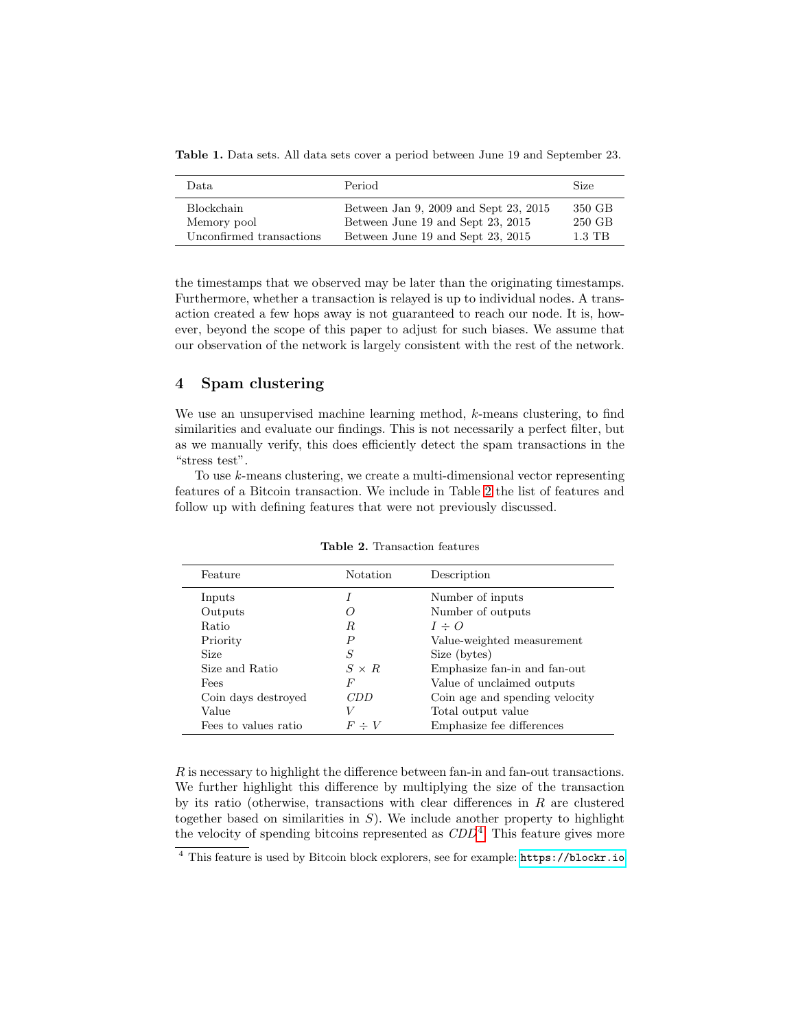**Table 1.** Data sets. All data sets cover a period between June 19 and September 23.

| Data | Period | Size |
|---|---|---|
| Blockchain | Between Jan 9, 2009 and Sept 23, 2015 | 350 GB |
| Memory pool | Between June 19 and Sept 23, 2015 | 250 GB |
| Unconfirmed transactions | Between June 19 and Sept 23, 2015 | 1.3 TB |

the timestamps that we observed may be later than the originating timestamps. Furthermore, whether a transaction is relayed is up to individual nodes. A transaction created a few hops away is not guaranteed to reach our node. It is, however, beyond the scope of this paper to adjust for such biases. We assume that our observation of the network is largely consistent with the rest of the network.

## 4 Spam clustering

We use an unsupervised machine learning method, $k$-means clustering, to find similarities and evaluate our findings. This is not necessarily a perfect filter, but as we manually verify, this does efficiently detect the spam transactions in the "stress test".

To use $k$-means clustering, we create a multi-dimensional vector representing features of a Bitcoin transaction. We include in Table 2 the list of features and follow up with defining features that were not previously discussed.

**Table 2.** Transaction features

| Feature | Notation | Description |
|---|---|---|
| Inputs | $I$ | Number of inputs |
| Outputs | $O$ | Number of outputs |
| Ratio | $R$ | $I \div O$ |
| Priority | $P$ | Value-weighted measurement |
| Size | $S$ | Size (bytes) |
| Size and Ratio | $S \times R$ | Emphasize fan-in and fan-out |
| Fees | $F$ | Value of unclaimed outputs |
| Coin days destroyed | $CDD$ | Coin age and spending velocity |
| Value | $V$ | Total output value |
| Fees to values ratio | $F \div V$ | Emphasize fee differences |

$R$ is necessary to highlight the difference between fan-in and fan-out transactions. We further highlight this difference by multiplying the size of the transaction by its ratio (otherwise, transactions with clear differences in $R$ are clustered together based on similarities in $S$). We include another property to highlight the velocity of spending bitcoins represented as $CDD$[4]. This feature gives more

[4] This feature is used by Bitcoin block explorers, see for example: `https://blockr.io`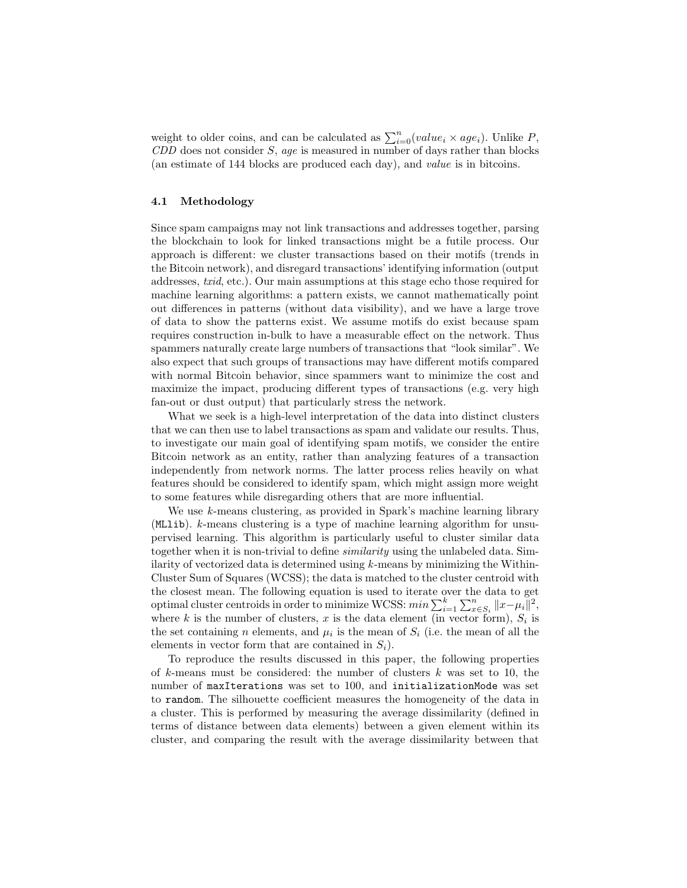weight to older coins, and can be calculated as $\sum_{i=0}^{n}(value_i \times age_i)$. Unlike $P$, *CDD* does not consider $S$, *age* is measured in number of days rather than blocks (an estimate of 144 blocks are produced each day), and *value* is in bitcoins.

### 4.1 Methodology

Since spam campaigns may not link transactions and addresses together, parsing the blockchain to look for linked transactions might be a futile process. Our approach is different: we cluster transactions based on their motifs (trends in the Bitcoin network), and disregard transactions' identifying information (output addresses, *txid*, etc.). Our main assumptions at this stage echo those required for machine learning algorithms: a pattern exists, we cannot mathematically point out differences in patterns (without data visibility), and we have a large trove of data to show the patterns exist. We assume motifs do exist because spam requires construction in-bulk to have a measurable effect on the network. Thus spammers naturally create large numbers of transactions that "look similar". We also expect that such groups of transactions may have different motifs compared with normal Bitcoin behavior, since spammers want to minimize the cost and maximize the impact, producing different types of transactions (e.g. very high fan-out or dust output) that particularly stress the network.

What we seek is a high-level interpretation of the data into distinct clusters that we can then use to label transactions as spam and validate our results. Thus, to investigate our main goal of identifying spam motifs, we consider the entire Bitcoin network as an entity, rather than analyzing features of a transaction independently from network norms. The latter process relies heavily on what features should be considered to identify spam, which might assign more weight to some features while disregarding others that are more influential.

We use $k$-means clustering, as provided in Spark's machine learning library (`MLlib`). $k$-means clustering is a type of machine learning algorithm for unsupervised learning. This algorithm is particularly useful to cluster similar data together when it is non-trivial to define *similarity* using the unlabeled data. Similarity of vectorized data is determined using $k$-means by minimizing the Within-Cluster Sum of Squares (WCSS); the data is matched to the cluster centroid with the closest mean. The following equation is used to iterate over the data to get optimal cluster centroids in order to minimize WCSS: $min \sum_{i=1}^{k} \sum_{x \in S_i}^{n} \|x - \mu_i\|^2$, where $k$ is the number of clusters, $x$ is the data element (in vector form), $S_i$ is the set containing $n$ elements, and $\mu_i$ is the mean of $S_i$ (i.e. the mean of all the elements in vector form that are contained in $S_i$).

To reproduce the results discussed in this paper, the following properties of $k$-means must be considered: the number of clusters $k$ was set to 10, the number of `maxIterations` was set to 100, and `initializationMode` was set to `random`. The silhouette coefficient measures the homogeneity of the data in a cluster. This is performed by measuring the average dissimilarity (defined in terms of distance between data elements) between a given element within its cluster, and comparing the result with the average dissimilarity between that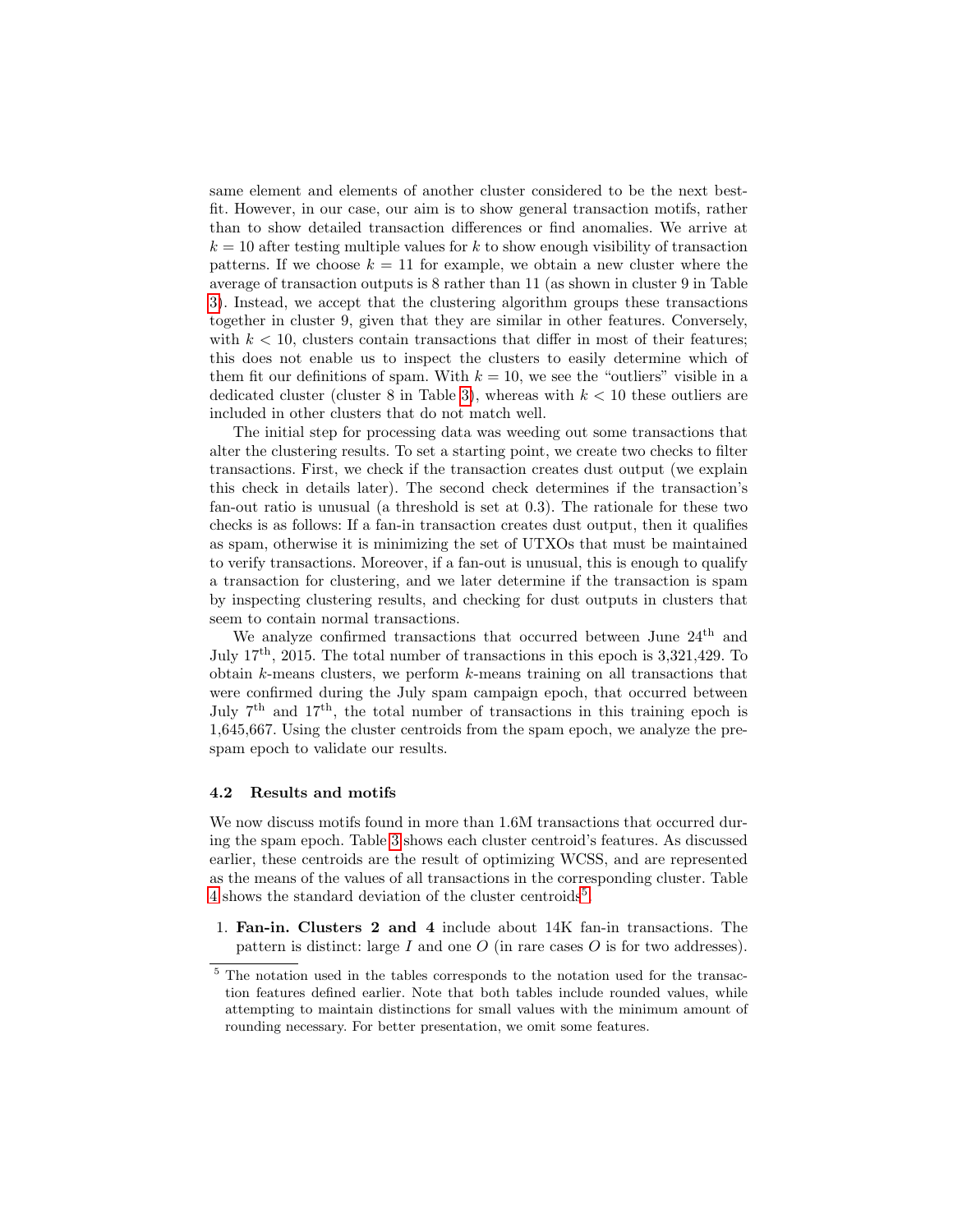same element and elements of another cluster considered to be the next best-fit. However, in our case, our aim is to show general transaction motifs, rather than to show detailed transaction differences or find anomalies. We arrive at $k = 10$ after testing multiple values for $k$ to show enough visibility of transaction patterns. If we choose $k = 11$ for example, we obtain a new cluster where the average of transaction outputs is 8 rather than 11 (as shown in cluster 9 in Table 3). Instead, we accept that the clustering algorithm groups these transactions together in cluster 9, given that they are similar in other features. Conversely, with $k < 10$, clusters contain transactions that differ in most of their features; this does not enable us to inspect the clusters to easily determine which of them fit our definitions of spam. With $k = 10$, we see the "outliers" visible in a dedicated cluster (cluster 8 in Table 3), whereas with $k < 10$ these outliers are included in other clusters that do not match well.

The initial step for processing data was weeding out some transactions that alter the clustering results. To set a starting point, we create two checks to filter transactions. First, we check if the transaction creates dust output (we explain this check in details later). The second check determines if the transaction's fan-out ratio is unusual (a threshold is set at 0.3). The rationale for these two checks is as follows: If a fan-in transaction creates dust output, then it qualifies as spam, otherwise it is minimizing the set of UTXOs that must be maintained to verify transactions. Moreover, if a fan-out is unusual, this is enough to qualify a transaction for clustering, and we later determine if the transaction is spam by inspecting clustering results, and checking for dust outputs in clusters that seem to contain normal transactions.

We analyze confirmed transactions that occurred between June 24$^{\text{th}}$ and July 17$^{\text{th}}$, 2015. The total number of transactions in this epoch is 3,321,429. To obtain $k$-means clusters, we perform $k$-means training on all transactions that were confirmed during the July spam campaign epoch, that occurred between July 7$^{\text{th}}$ and 17$^{\text{th}}$, the total number of transactions in this training epoch is 1,645,667. Using the cluster centroids from the spam epoch, we analyze the pre-spam epoch to validate our results.

### 4.2 Results and motifs

We now discuss motifs found in more than 1.6M transactions that occurred during the spam epoch. Table 3 shows each cluster centroid's features. As discussed earlier, these centroids are the result of optimizing WCSS, and are represented as the means of the values of all transactions in the corresponding cluster. Table 4 shows the standard deviation of the cluster centroids[5].

1. **Fan-in. Clusters 2 and 4** include about 14K fan-in transactions. The pattern is distinct: large $I$ and one $O$ (in rare cases $O$ is for two addresses).

[5] The notation used in the tables corresponds to the notation used for the transaction features defined earlier. Note that both tables include rounded values, while attempting to maintain distinctions for small values with the minimum amount of rounding necessary. For better presentation, we omit some features.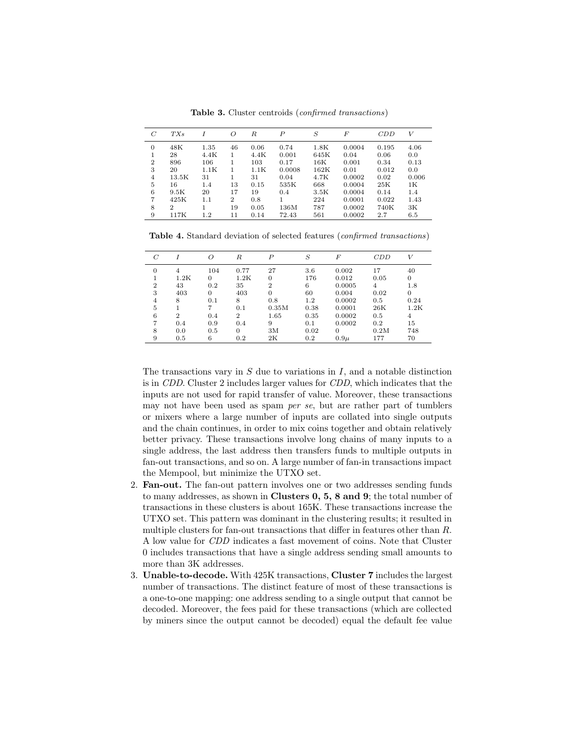**Table 3.** Cluster centroids (*confirmed transactions*)

| $C$ | $TXs$ | $I$ | $O$ | $R$ | $P$ | $S$ | $F$ | $CDD$ | $V$ |
|---|---|---|---|---|---|---|---|---|---|
| 0 | 48K | 1.35 | 46 | 0.06 | 0.74 | 1.8K | 0.0004 | 0.195 | 4.06 |
| 1 | 28 | 4.4K | 1 | 4.4K | 0.001 | 645K | 0.04 | 0.06 | 0.0 |
| 2 | 896 | 106 | 1 | 103 | 0.17 | 16K | 0.001 | 0.34 | 0.13 |
| 3 | 20 | 1.1K | 1 | 1.1K | 0.0008 | 162K | 0.01 | 0.012 | 0.0 |
| 4 | 13.5K | 31 | 1 | 31 | 0.04 | 4.7K | 0.0002 | 0.02 | 0.006 |
| 5 | 16 | 1.4 | 13 | 0.15 | 535K | 668 | 0.0004 | 25K | 1K |
| 6 | 9.5K | 20 | 17 | 19 | 0.4 | 3.5K | 0.0004 | 0.14 | 1.4 |
| 7 | 425K | 1.1 | 2 | 0.8 | 1 | 224 | 0.0001 | 0.022 | 1.43 |
| 8 | 2 | 1 | 19 | 0.05 | 136M | 787 | 0.0002 | 740K | 3K |
| 9 | 117K | 1.2 | 11 | 0.14 | 72.43 | 561 | 0.0002 | 2.7 | 6.5 |

**Table 4.** Standard deviation of selected features (*confirmed transactions*)

| $C$ | $I$ | $O$ | $R$ | $P$ | $S$ | $F$ | $CDD$ | $V$ |
|---|---|---|---|---|---|---|---|---|
| 0 | 4 | 104 | 0.77 | 27 | 3.6 | 0.002 | 17 | 40 |
| 1 | 1.2K | 0 | 1.2K | 0 | 176 | 0.012 | 0.05 | 0 |
| 2 | 43 | 0.2 | 35 | 2 | 6 | 0.0005 | 4 | 1.8 |
| 3 | 403 | 0 | 403 | 0 | 60 | 0.004 | 0.02 | 0 |
| 4 | 8 | 0.1 | 8 | 0.8 | 1.2 | 0.0002 | 0.5 | 0.24 |
| 5 | 1 | 7 | 0.1 | 0.35M | 0.38 | 0.0001 | 26K | 1.2K |
| 6 | 2 | 0.4 | 2 | 1.65 | 0.35 | 0.0002 | 0.5 | 4 |
| 7 | 0.4 | 0.9 | 0.4 | 9 | 0.1 | 0.0002 | 0.2 | 15 |
| 8 | 0.0 | 0.5 | 0 | 3M | 0.02 | 0 | 0.2M | 748 |
| 9 | 0.5 | 6 | 0.2 | 2K | 0.2 | $0.9\mu$ | 177 | 70 |

The transactions vary in $S$ due to variations in $I$, and a notable distinction is in *CDD*. Cluster 2 includes larger values for *CDD*, which indicates that the inputs are not used for rapid transfer of value. Moreover, these transactions may not have been used as spam *per se*, but are rather part of tumblers or mixers where a large number of inputs are collated into single outputs and the chain continues, in order to mix coins together and obtain relatively better privacy. These transactions involve long chains of many inputs to a single address, the last address then transfers funds to multiple outputs in fan-out transactions, and so on. A large number of fan-in transactions impact the Mempool, but minimize the UTXO set.

2. **Fan-out.** The fan-out pattern involves one or two addresses sending funds to many addresses, as shown in **Clusters 0, 5, 8 and 9**; the total number of transactions in these clusters is about 165K. These transactions increase the UTXO set. This pattern was dominant in the clustering results; it resulted in multiple clusters for fan-out transactions that differ in features other than $R$. A low value for *CDD* indicates a fast movement of coins. Note that Cluster 0 includes transactions that have a single address sending small amounts to more than 3K addresses.
3. **Unable-to-decode.** With 425K transactions, **Cluster 7** includes the largest number of transactions. The distinct feature of most of these transactions is a one-to-one mapping: one address sending to a single output that cannot be decoded. Moreover, the fees paid for these transactions (which are collected by miners since the output cannot be decoded) equal the default fee value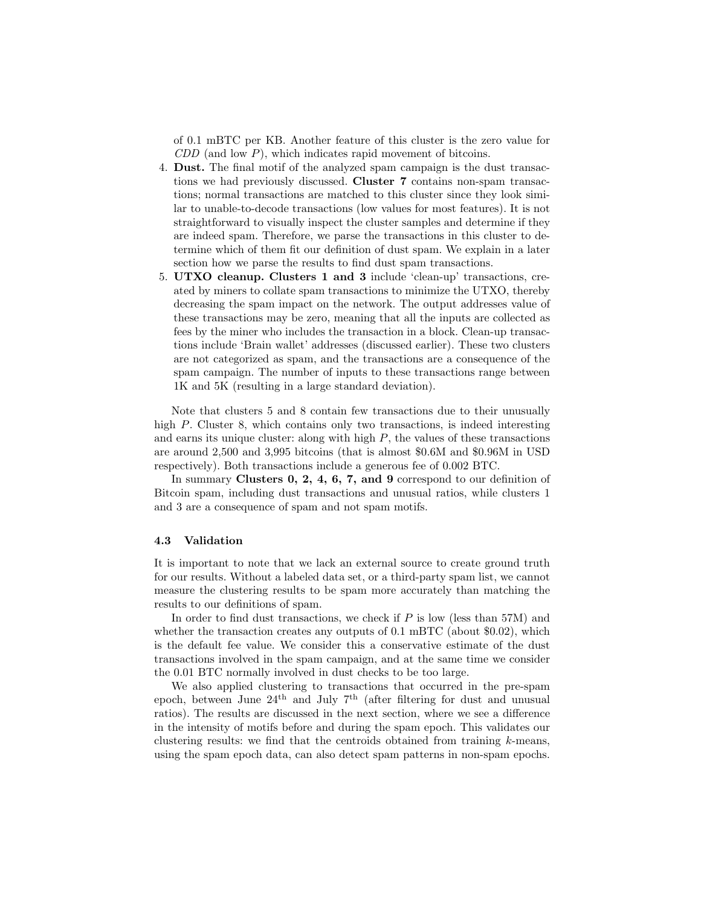of 0.1 mBTC per KB. Another feature of this cluster is the zero value for *CDD* (and low *P*), which indicates rapid movement of bitcoins.

4. **Dust.** The final motif of the analyzed spam campaign is the dust transactions we had previously discussed. **Cluster 7** contains non-spam transactions; normal transactions are matched to this cluster since they look similar to unable-to-decode transactions (low values for most features). It is not straightforward to visually inspect the cluster samples and determine if they are indeed spam. Therefore, we parse the transactions in this cluster to determine which of them fit our definition of dust spam. We explain in a later section how we parse the results to find dust spam transactions.
5. **UTXO cleanup. Clusters 1 and 3** include 'clean-up' transactions, created by miners to collate spam transactions to minimize the UTXO, thereby decreasing the spam impact on the network. The output addresses value of these transactions may be zero, meaning that all the inputs are collected as fees by the miner who includes the transaction in a block. Clean-up transactions include 'Brain wallet' addresses (discussed earlier). These two clusters are not categorized as spam, and the transactions are a consequence of the spam campaign. The number of inputs to these transactions range between 1K and 5K (resulting in a large standard deviation).

Note that clusters 5 and 8 contain few transactions due to their unusually high *P*. Cluster 8, which contains only two transactions, is indeed interesting and earns its unique cluster: along with high *P*, the values of these transactions are around 2,500 and 3,995 bitcoins (that is almost \$0.6M and \$0.96M in USD respectively). Both transactions include a generous fee of 0.002 BTC.

In summary **Clusters 0, 2, 4, 6, 7, and 9** correspond to our definition of Bitcoin spam, including dust transactions and unusual ratios, while clusters 1 and 3 are a consequence of spam and not spam motifs.

### 4.3 Validation

It is important to note that we lack an external source to create ground truth for our results. Without a labeled data set, or a third-party spam list, we cannot measure the clustering results to be spam more accurately than matching the results to our definitions of spam.

In order to find dust transactions, we check if *P* is low (less than 57M) and whether the transaction creates any outputs of 0.1 mBTC (about \$0.02), which is the default fee value. We consider this a conservative estimate of the dust transactions involved in the spam campaign, and at the same time we consider the 0.01 BTC normally involved in dust checks to be too large.

We also applied clustering to transactions that occurred in the pre-spam epoch, between June 24$^{\text{th}}$ and July 7$^{\text{th}}$ (after filtering for dust and unusual ratios). The results are discussed in the next section, where we see a difference in the intensity of motifs before and during the spam epoch. This validates our clustering results: we find that the centroids obtained from training $k$-means, using the spam epoch data, can also detect spam patterns in non-spam epochs.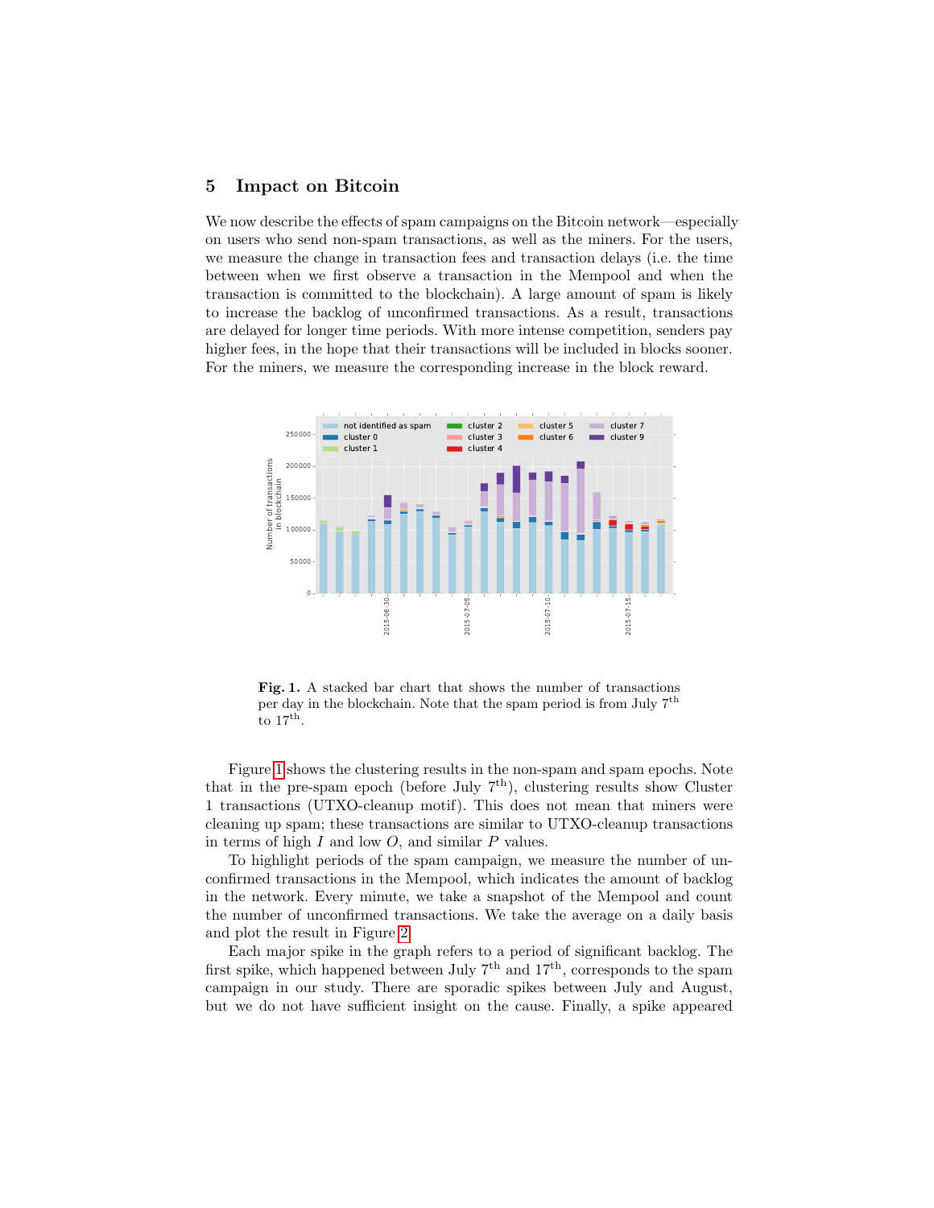## 5 Impact on Bitcoin

We now describe the effects of spam campaigns on the Bitcoin network—especially on users who send non-spam transactions, as well as the miners. For the users, we measure the change in transaction fees and transaction delays (i.e. the time between when we first observe a transaction in the Mempool and when the transaction is committed to the blockchain). A large amount of spam is likely to increase the backlog of unconfirmed transactions. As a result, transactions are delayed for longer time periods. With more intense competition, senders pay higher fees, in the hope that their transactions will be included in blocks sooner. For the miners, we measure the corresponding increase in the block reward.

**Fig. 1.** A stacked bar chart that shows the number of transactions per day in the blockchain. Note that the spam period is from July 7[th] to 17[th].

Figure 1 shows the clustering results in the non-spam and spam epochs. Note that in the pre-spam epoch (before July 7[th]), clustering results show Cluster 1 transactions (UTXO-cleanup motif). This does not mean that miners were cleaning up spam; these transactions are similar to UTXO-cleanup transactions in terms of high $I$ and low $O$, and similar $P$ values.

To highlight periods of the spam campaign, we measure the number of unconfirmed transactions in the Mempool, which indicates the amount of backlog in the network. Every minute, we take a snapshot of the Mempool and count the number of unconfirmed transactions. We take the average on a daily basis and plot the result in Figure 2.

Each major spike in the graph refers to a period of significant backlog. The first spike, which happened between July 7[th] and 17[th], corresponds to the spam campaign in our study. There are sporadic spikes between July and August, but we do not have sufficient insight on the cause. Finally, a spike appeared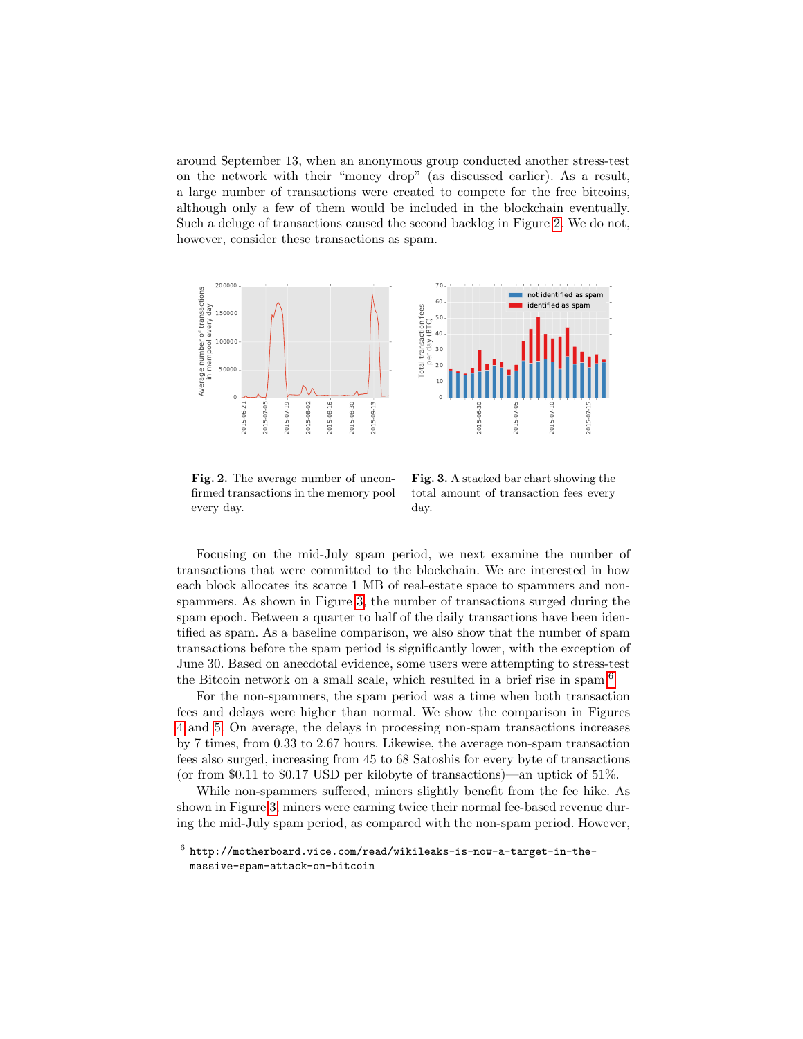around September 13, when an anonymous group conducted another stress-test on the network with their "money drop" (as discussed earlier). As a result, a large number of transactions were created to compete for the free bitcoins, although only a few of them would be included in the blockchain eventually. Such a deluge of transactions caused the second backlog in Figure 2. We do not, however, consider these transactions as spam.

**Fig. 2.** The average number of unconfirmed transactions in the memory pool every day.

**Fig. 3.** A stacked bar chart showing the total amount of transaction fees every day.

Focusing on the mid-July spam period, we next examine the number of transactions that were committed to the blockchain. We are interested in how each block allocates its scarce 1 MB of real-estate space to spammers and non-spammers. As shown in Figure 3, the number of transactions surged during the spam epoch. Between a quarter to half of the daily transactions have been identified as spam. As a baseline comparison, we also show that the number of spam transactions before the spam period is significantly lower, with the exception of June 30. Based on anecdotal evidence, some users were attempting to stress-test the Bitcoin network on a small scale, which resulted in a brief rise in spam.[6]

For the non-spammers, the spam period was a time when both transaction fees and delays were higher than normal. We show the comparison in Figures 4 and 5. On average, the delays in processing non-spam transactions increases by 7 times, from 0.33 to 2.67 hours. Likewise, the average non-spam transaction fees also surged, increasing from 45 to 68 Satoshis for every byte of transactions (or from \$0.11 to \$0.17 USD per kilobyte of transactions)—an uptick of 51%.

While non-spammers suffered, miners slightly benefit from the fee hike. As shown in Figure 3, miners were earning twice their normal fee-based revenue during the mid-July spam period, as compared with the non-spam period. However,

[6] http://motherboard.vice.com/read/wikileaks-is-now-a-target-in-the-massive-spam-attack-on-bitcoin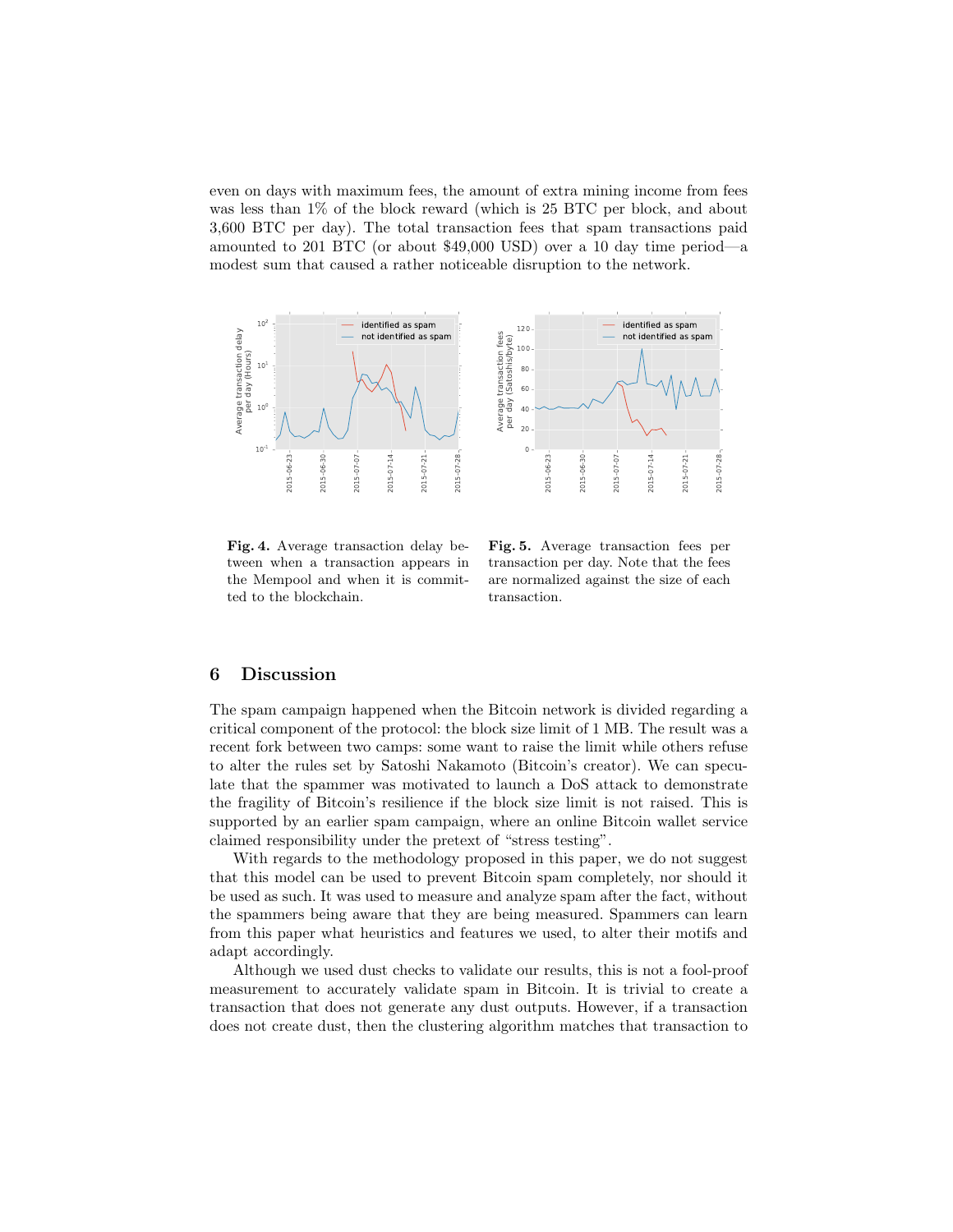even on days with maximum fees, the amount of extra mining income from fees was less than 1% of the block reward (which is 25 BTC per block, and about 3,600 BTC per day). The total transaction fees that spam transactions paid amounted to 201 BTC (or about $49,000 USD) over a 10 day time period—a modest sum that caused a rather noticeable disruption to the network.

**Fig. 4.** Average transaction delay between when a transaction appears in the Mempool and when it is committed to the blockchain.

**Fig. 5.** Average transaction fees per transaction per day. Note that the fees are normalized against the size of each transaction.

## 6 Discussion

The spam campaign happened when the Bitcoin network is divided regarding a critical component of the protocol: the block size limit of 1 MB. The result was a recent fork between two camps: some want to raise the limit while others refuse to alter the rules set by Satoshi Nakamoto (Bitcoin's creator). We can speculate that the spammer was motivated to launch a DoS attack to demonstrate the fragility of Bitcoin's resilience if the block size limit is not raised. This is supported by an earlier spam campaign, where an online Bitcoin wallet service claimed responsibility under the pretext of "stress testing".

With regards to the methodology proposed in this paper, we do not suggest that this model can be used to prevent Bitcoin spam completely, nor should it be used as such. It was used to measure and analyze spam after the fact, without the spammers being aware that they are being measured. Spammers can learn from this paper what heuristics and features we used, to alter their motifs and adapt accordingly.

Although we used dust checks to validate our results, this is not a fool-proof measurement to accurately validate spam in Bitcoin. It is trivial to create a transaction that does not generate any dust outputs. However, if a transaction does not create dust, then the clustering algorithm matches that transaction to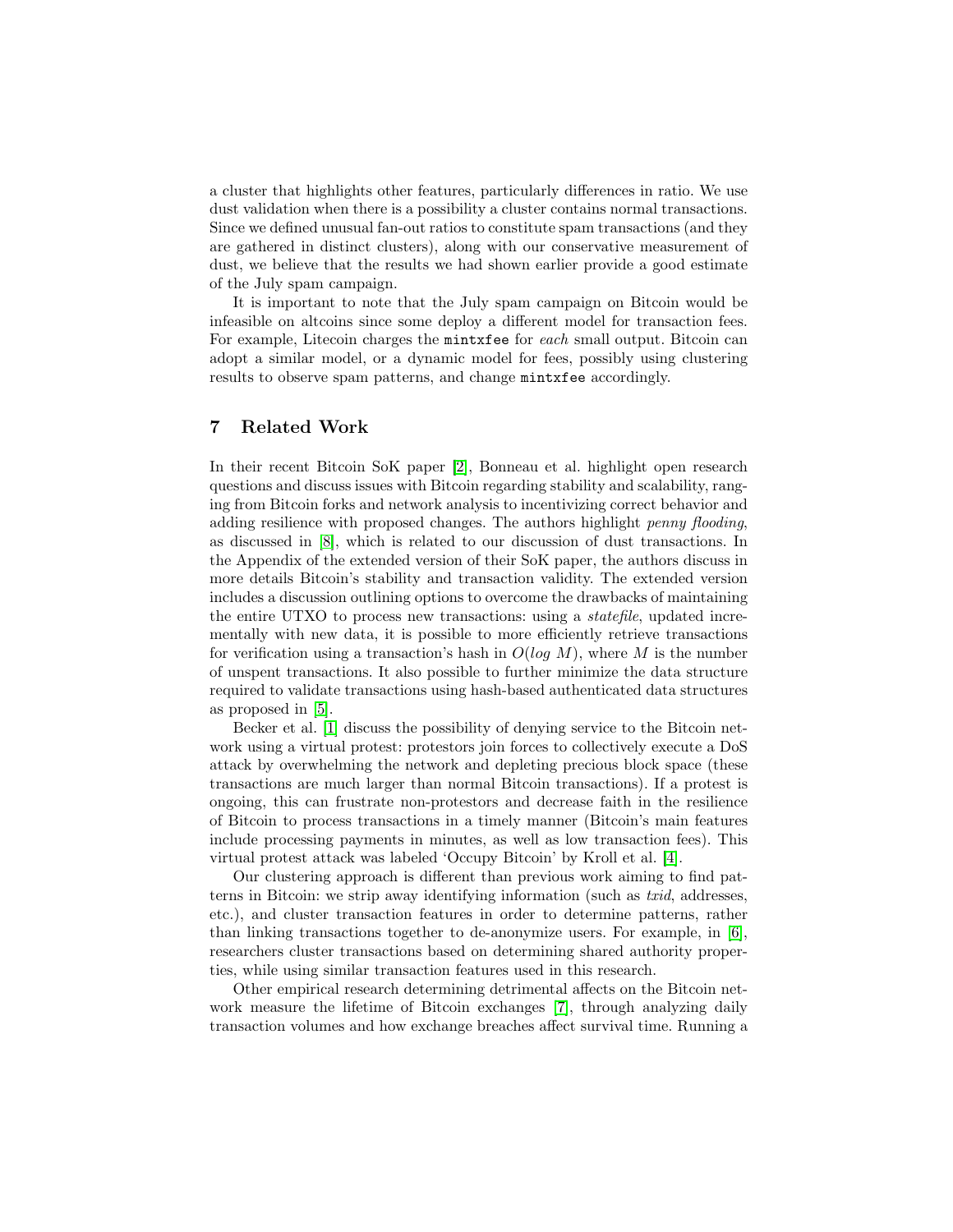a cluster that highlights other features, particularly differences in ratio. We use dust validation when there is a possibility a cluster contains normal transactions. Since we defined unusual fan-out ratios to constitute spam transactions (and they are gathered in distinct clusters), along with our conservative measurement of dust, we believe that the results we had shown earlier provide a good estimate of the July spam campaign.

It is important to note that the July spam campaign on Bitcoin would be infeasible on altcoins since some deploy a different model for transaction fees. For example, Litecoin charges the `mintxfee` for *each* small output. Bitcoin can adopt a similar model, or a dynamic model for fees, possibly using clustering results to observe spam patterns, and change `mintxfee` accordingly.

## 7 Related Work

In their recent Bitcoin SoK paper [2], Bonneau et al. highlight open research questions and discuss issues with Bitcoin regarding stability and scalability, ranging from Bitcoin forks and network analysis to incentivizing correct behavior and adding resilience with proposed changes. The authors highlight *penny flooding*, as discussed in [8], which is related to our discussion of dust transactions. In the Appendix of the extended version of their SoK paper, the authors discuss in more details Bitcoin's stability and transaction validity. The extended version includes a discussion outlining options to overcome the drawbacks of maintaining the entire UTXO to process new transactions: using a *statefile*, updated incrementally with new data, it is possible to more efficiently retrieve transactions for verification using a transaction's hash in $O(log\ M)$, where $M$ is the number of unspent transactions. It also possible to further minimize the data structure required to validate transactions using hash-based authenticated data structures as proposed in [5].

Becker et al. [1] discuss the possibility of denying service to the Bitcoin network using a virtual protest: protestors join forces to collectively execute a DoS attack by overwhelming the network and depleting precious block space (these transactions are much larger than normal Bitcoin transactions). If a protest is ongoing, this can frustrate non-protestors and decrease faith in the resilience of Bitcoin to process transactions in a timely manner (Bitcoin's main features include processing payments in minutes, as well as low transaction fees). This virtual protest attack was labeled 'Occupy Bitcoin' by Kroll et al. [4].

Our clustering approach is different than previous work aiming to find patterns in Bitcoin: we strip away identifying information (such as *txid*, addresses, etc.), and cluster transaction features in order to determine patterns, rather than linking transactions together to de-anonymize users. For example, in [6], researchers cluster transactions based on determining shared authority properties, while using similar transaction features used in this research.

Other empirical research determining detrimental affects on the Bitcoin network measure the lifetime of Bitcoin exchanges [7], through analyzing daily transaction volumes and how exchange breaches affect survival time. Running a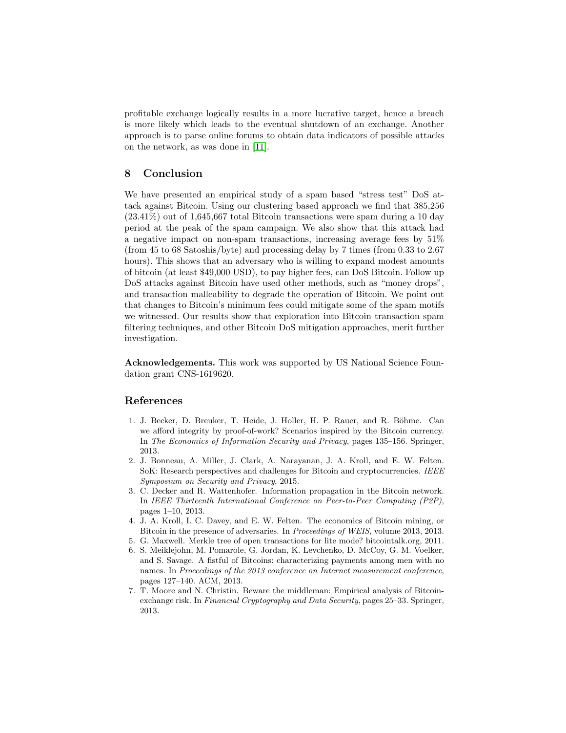profitable exchange logically results in a more lucrative target, hence a breach is more likely which leads to the eventual shutdown of an exchange. Another approach is to parse online forums to obtain data indicators of possible attacks on the network, as was done in [11].

## 8 Conclusion

We have presented an empirical study of a spam based "stress test" DoS attack against Bitcoin. Using our clustering based approach we find that 385,256 (23.41%) out of 1,645,667 total Bitcoin transactions were spam during a 10 day period at the peak of the spam campaign. We also show that this attack had a negative impact on non-spam transactions, increasing average fees by 51% (from 45 to 68 Satoshis/byte) and processing delay by 7 times (from 0.33 to 2.67 hours). This shows that an adversary who is willing to expand modest amounts of bitcoin (at least $49,000 USD), to pay higher fees, can DoS Bitcoin. Follow up DoS attacks against Bitcoin have used other methods, such as "money drops", and transaction malleability to degrade the operation of Bitcoin. We point out that changes to Bitcoin's minimum fees could mitigate some of the spam motifs we witnessed. Our results show that exploration into Bitcoin transaction spam filtering techniques, and other Bitcoin DoS mitigation approaches, merit further investigation.

**Acknowledgements.** This work was supported by US National Science Foundation grant CNS-1619620.

## References

1. J. Becker, D. Breuker, T. Heide, J. Holler, H. P. Rauer, and R. Böhme. Can we afford integrity by proof-of-work? Scenarios inspired by the Bitcoin currency. In *The Economics of Information Security and Privacy*, pages 135–156. Springer, 2013.
2. J. Bonneau, A. Miller, J. Clark, A. Narayanan, J. A. Kroll, and E. W. Felten. SoK: Research perspectives and challenges for Bitcoin and cryptocurrencies. *IEEE Symposium on Security and Privacy*, 2015.
3. C. Decker and R. Wattenhofer. Information propagation in the Bitcoin network. In *IEEE Thirteenth International Conference on Peer-to-Peer Computing (P2P)*, pages 1–10, 2013.
4. J. A. Kroll, I. C. Davey, and E. W. Felten. The economics of Bitcoin mining, or Bitcoin in the presence of adversaries. In *Proceedings of WEIS*, volume 2013, 2013.
5. G. Maxwell. Merkle tree of open transactions for lite mode? bitcointalk.org, 2011.
6. S. Meiklejohn, M. Pomarole, G. Jordan, K. Levchenko, D. McCoy, G. M. Voelker, and S. Savage. A fistful of Bitcoins: characterizing payments among men with no names. In *Proceedings of the 2013 conference on Internet measurement conference*, pages 127–140. ACM, 2013.
7. T. Moore and N. Christin. Beware the middleman: Empirical analysis of Bitcoin-exchange risk. In *Financial Cryptography and Data Security*, pages 25–33. Springer, 2013.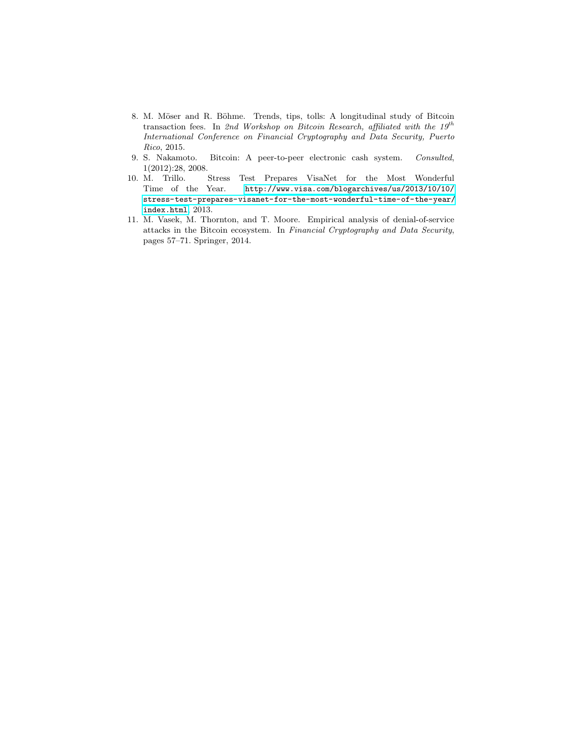8. M. Möser and R. Böhme. Trends, tips, tolls: A longitudinal study of Bitcoin transaction fees. In *2nd Workshop on Bitcoin Research, affiliated with the 19$^{th}$ International Conference on Financial Cryptography and Data Security, Puerto Rico*, 2015.
9. S. Nakamoto. Bitcoin: A peer-to-peer electronic cash system. *Consulted*, 1(2012):28, 2008.
10. M. Trillo. Stress Test Prepares VisaNet for the Most Wonderful Time of the Year. `http://www.visa.com/blogarchives/us/2013/10/10/stress-test-prepares-visanet-for-the-most-wonderful-time-of-the-year/index.html`, 2013.
11. M. Vasek, M. Thornton, and T. Moore. Empirical analysis of denial-of-service attacks in the Bitcoin ecosystem. In *Financial Cryptography and Data Security*, pages 57–71. Springer, 2014.